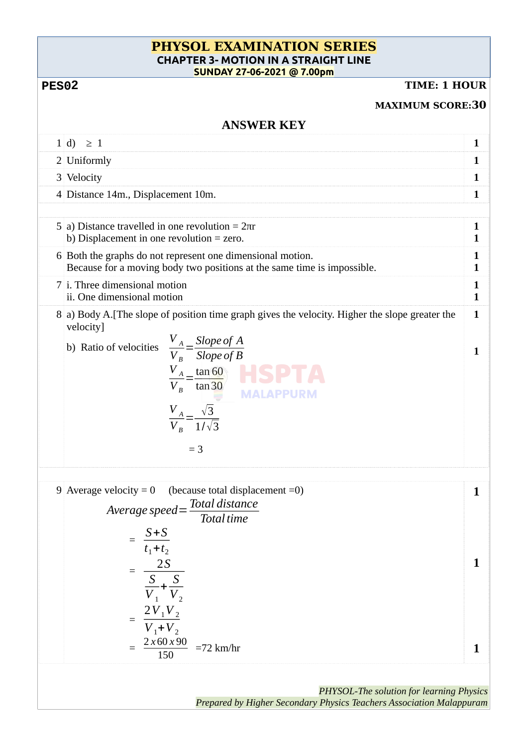# PHYSOL EXAMINATION SERIES

## CHAPTER 3- MOTION IN A STRAIGHT LINE

**SUNDAY 27-06-2021 @ 7.00pm**

**PES02** **TIME: 1 HOUR**

**MAXIMUM SCORE:30**

## ANSWER KEY

| No. | Answer | Score |
|---|---|---|
| 1 | d) $\geq 1$ | **1** |
| 2 | Uniformly | **1** |
| 3 | Velocity | **1** |
| 4 | Distance 14m., Displacement 10m. | **1** |
| 5 | a) Distance travelled in one revolution = $2\pi r$<br>b) Displacement in one revolution = zero. | **1**<br>**1** |
| 6 | Both the graphs do not represent one dimensional motion.<br>Because for a moving body two positions at the same time is impossible. | **1**<br>**1** |
| 7 | i. Three dimensional motion<br>ii. One dimensional motion | **1**<br>**1** |
| 8 | a) Body A.[The slope of position time graph gives the velocity. Higher the slope greater the velocity]<br>b) Ratio of velocities $\frac{V_A}{V_B} = \frac{Slope\ of\ A}{Slope\ of\ B}$<br>$\frac{V_A}{V_B} = \frac{\tan 60}{\tan 30}$<br>$\frac{V_A}{V_B} = \frac{\sqrt{3}}{1/\sqrt{3}}$<br>$= 3$ | **1**<br>**1** |
| 9 | Average velocity = 0 (because total displacement =0)<br>$Average\ speed = \frac{Total\ distance}{Total\ time}$<br>$= \frac{S+S}{t_1+t_2}$<br>$= \frac{2S}{\frac{S}{V_1}+\frac{S}{V_2}}$<br>$= \frac{2V_1V_2}{V_1+V_2}$<br>$= \frac{2 x 60 x 90}{150}$ =72 km/hr | **1**<br>**1**<br>**1** |

*PHYSOL-The solution for learning Physics*
*Prepared by Higher Secondary Physics Teachers Association Malappuram*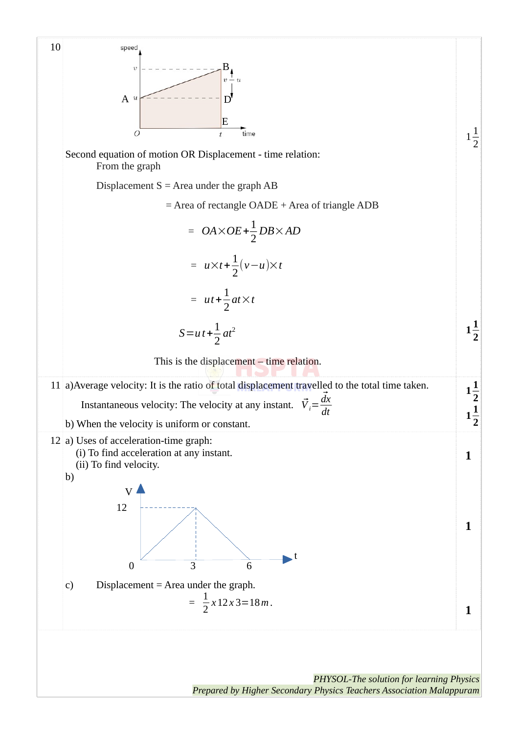10

Second equation of motion OR Displacement - time relation:

From the graph

Displacement S = Area under the graph AB

= Area of rectangle OADE + Area of triangle ADB

$$= OA \times OE + \frac{1}{2} DB \times AD$$

$$= u \times t + \frac{1}{2}(v-u) \times t$$

$$= ut + \frac{1}{2} at \times t$$

$$S = ut + \frac{1}{2} at^2$$

This is the displacement – time relation.

Marks: $1\frac{1}{2}$, $1\frac{1}{2}$

11 a) Average velocity: It is the ratio of total displacement travelled to the total time taken.

Instantaneous velocity: The velocity at any instant. $\vec{V}_i = \frac{d\vec{x}}{dt}$

b) When the velocity is uniform or constant.

Marks: $1\frac{1}{2}$, $1\frac{1}{2}$

12 a) Uses of acceleration-time graph:

(i) To find acceleration at any instant.

(ii) To find velocity.

b)

c) Displacement = Area under the graph.

$$= \frac{1}{2} x\, 12\, x\, 3 = 18\, m.$$

Marks: 1, 1, 1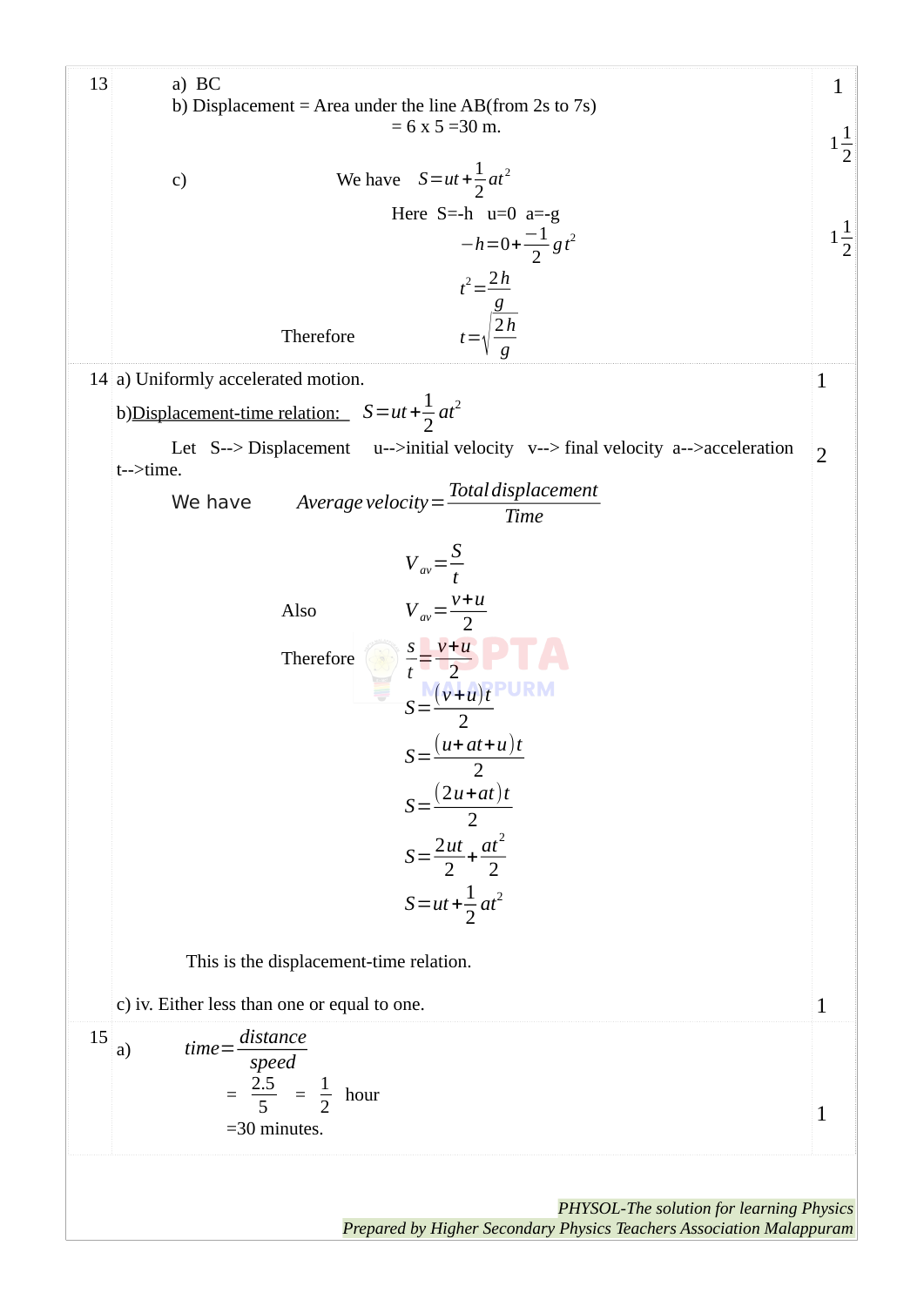| Q.No | Answer | Score |
|---|---|---|
| 13 | a) BC<br>b) Displacement = Area under the line AB(from 2s to 7s)<br>= 6 x 5 =30 m.<br><br>c) We have $S = ut + \frac{1}{2}at^2$<br>Here S=-h u=0 a=-g<br>$-h = 0 + \frac{-1}{2}gt^2$<br>$t^2 = \frac{2h}{g}$<br>Therefore $t = \sqrt{\frac{2h}{g}}$ | 1<br><br>$1\frac{1}{2}$<br><br><br>$1\frac{1}{2}$ |
| 14 | a) Uniformly accelerated motion.<br>b) Displacement-time relation: $S = ut + \frac{1}{2}at^2$<br>Let S--> Displacement u-->initial velocity v--> final velocity a-->acceleration t-->time.<br>We have $Average\ velocity = \frac{Total\ displacement}{Time}$<br>$V_{av} = \frac{S}{t}$<br>Also $V_{av} = \frac{v+u}{2}$<br>Therefore $\frac{s}{t} = \frac{v+u}{2}$<br>$S = \frac{(v+u)t}{2}$<br>$S = \frac{(u+at+u)t}{2}$<br>$S = \frac{(2u+at)t}{2}$<br>$S = \frac{2ut}{2} + \frac{at^2}{2}$<br>$S = ut + \frac{1}{2}at^2$<br>This is the displacement-time relation.<br><br>c) iv. Either less than one or equal to one. | 1<br><br>2<br><br><br><br><br><br><br><br><br><br><br><br><br><br>1 |
| 15 | a) $time = \frac{distance}{speed}$<br>$= \frac{2.5}{5} = \frac{1}{2}$ hour<br>=30 minutes. | <br><br>1 |

PHYSOL-The solution for learning Physics
Prepared by Higher Secondary Physics Teachers Association Malappuram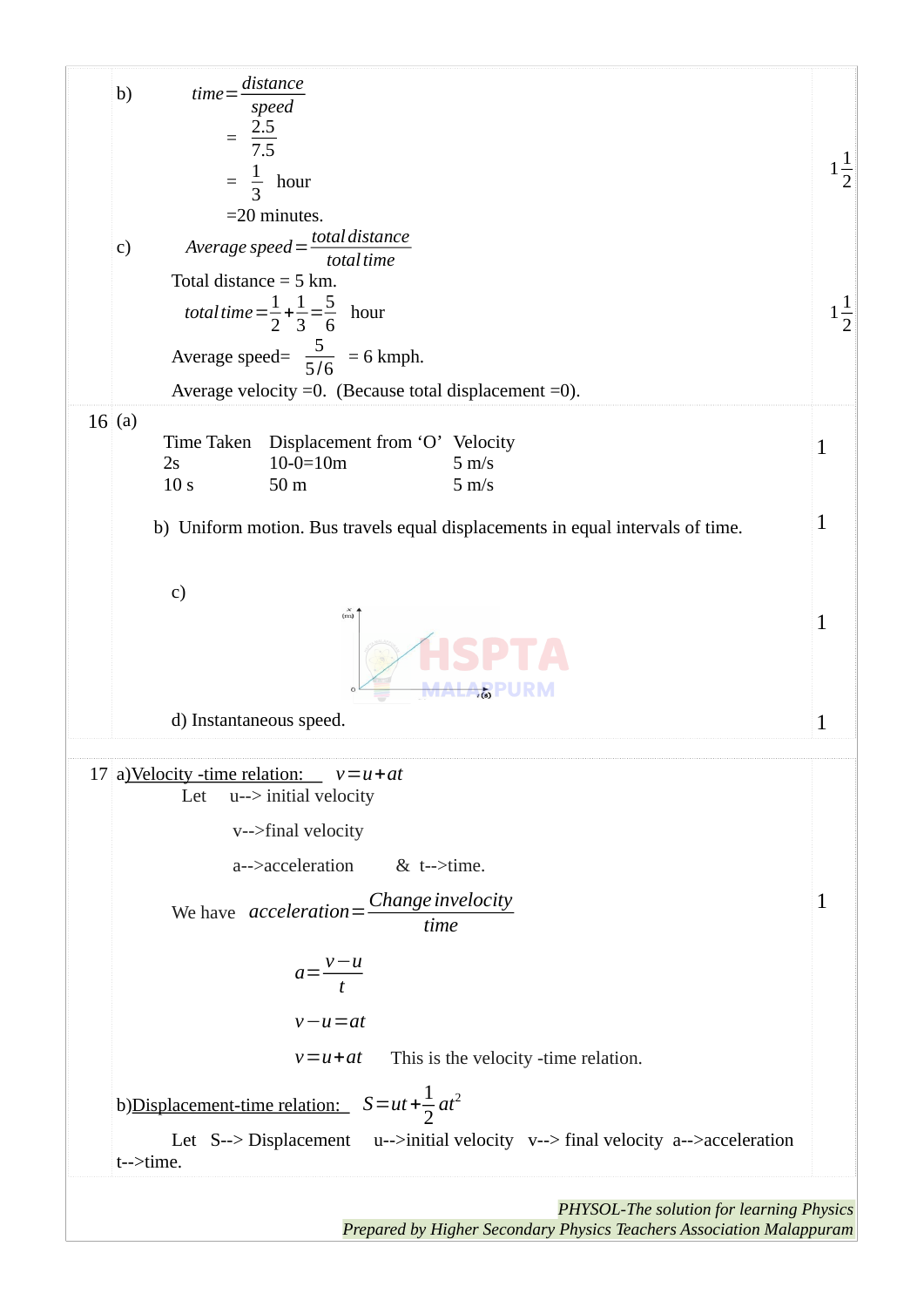b) $time = \frac{distance}{speed}$

$= \frac{2.5}{7.5}$

$= \frac{1}{3}$ hour

=20 minutes.

$1\frac{1}{2}$

c) $Average\ speed = \frac{total\ distance}{total\ time}$

Total distance = 5 km.

$total\ time = \frac{1}{2} + \frac{1}{3} = \frac{5}{6}$ hour

Average speed= $\frac{5}{5/6}$ = 6 kmph.

Average velocity =0. (Because total displacement =0).

$1\frac{1}{2}$

16 (a)

| Time Taken | Displacement from 'O' | Velocity |
|---|---|---|
| 2s | 10-0=10m | 5 m/s |
| 10 s | 50 m | 5 m/s |

1

b) Uniform motion. Bus travels equal displacements in equal intervals of time. 1

c) 1

d) Instantaneous speed. 1

17 a) Velocity -time relation: $v = u + at$

Let u--> initial velocity

v-->final velocity

a-->acceleration & t-->time.

We have $acceleration = \frac{Change\ in\ velocity}{time}$ 1

$$a = \frac{v-u}{t}$$

$$v - u = at$$

$$v = u + at$$ This is the velocity -time relation.

b) Displacement-time relation: $S = ut + \frac{1}{2}at^2$

Let S--> Displacement u-->initial velocity v--> final velocity a-->acceleration t-->time.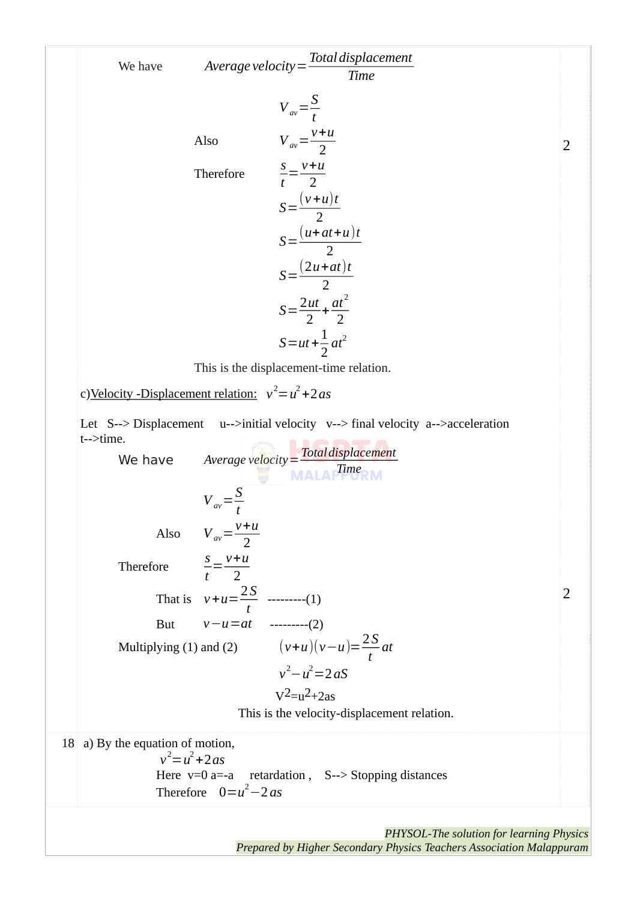We have $Average\ velocity = \dfrac{Total\ displacement}{Time}$

$$V_{av} = \frac{S}{t}$$

Also $V_{av} = \dfrac{v+u}{2}$

Therefore $\dfrac{s}{t} = \dfrac{v+u}{2}$

$$S = \frac{(v+u)t}{2}$$

$$S = \frac{(u+at+u)t}{2}$$

$$S = \frac{(2u+at)t}{2}$$

$$S = \frac{2ut}{2} + \frac{at^2}{2}$$

$$S = ut + \frac{1}{2}at^2$$

This is the displacement-time relation.

2

c) Velocity -Displacement relation: $v^2 = u^2 + 2as$

Let S--> Displacement u-->initial velocity v--> final velocity a-->acceleration t-->time.

We have $Average\ velocity = \dfrac{Total\ displacement}{Time}$

$$V_{av} = \frac{S}{t}$$

Also $V_{av} = \dfrac{v+u}{2}$

Therefore $\dfrac{s}{t} = \dfrac{v+u}{2}$

That is $v+u = \dfrac{2S}{t}$ ---------(1)

But $v-u = at$ ---------(2)

Multiplying (1) and (2) $(v+u)(v-u) = \dfrac{2S}{t}at$

$$v^2 - u^2 = 2aS$$

$$V^2 = u^2 + 2as$$

This is the velocity-displacement relation.

2

18 a) By the equation of motion,

$$v^2 = u^2 + 2as$$

Here v=0 a=-a retardation , S--> Stopping distances

Therefore $0 = u^2 - 2as$

*PHYSOL-The solution for learning Physics*

*Prepared by Higher Secondary Physics Teachers Association Malappuram*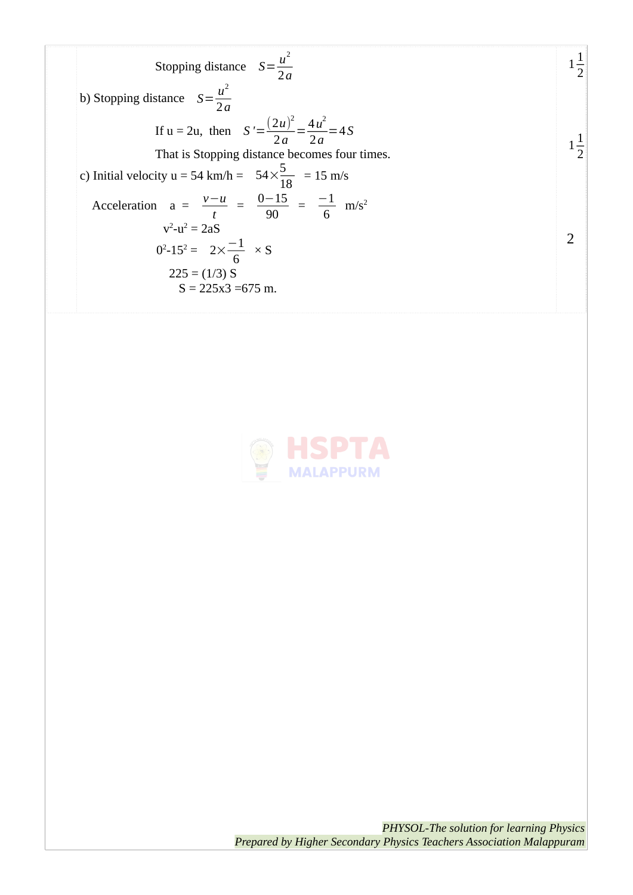| | | |
|---|---|---|
| | Stopping distance $S=\frac{u^2}{2a}$ | $1\frac{1}{2}$ |
| | b) Stopping distance $S=\frac{u^2}{2a}$<br>If u = 2u, then $S'=\frac{(2u)^2}{2a}=\frac{4u^2}{2a}=4S$<br>That is Stopping distance becomes four times. | $1\frac{1}{2}$ |
| | c) Initial velocity u = 54 km/h = $54\times\frac{5}{18}$ = 15 m/s<br>Acceleration a = $\frac{v-u}{t}$ = $\frac{0-15}{90}$ = $\frac{-1}{6}$ $m/s^2$<br>$v^2-u^2 = 2aS$<br>$0^2-15^2 = 2\times\frac{-1}{6}\times S$<br>225 = (1/3) S<br>S = 225x3 =675 m. | 2 |

*PHYSOL-The solution for learning Physics*
*Prepared by Higher Secondary Physics Teachers Association Malappuram*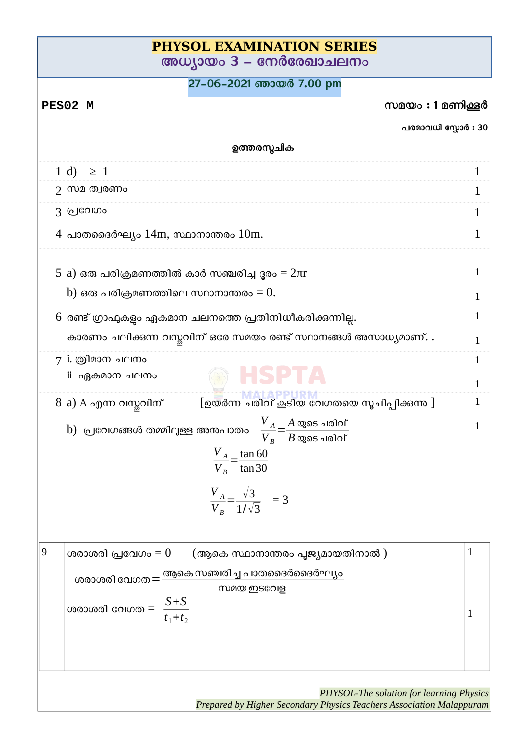# PHYSOL EXAMINATION SERIES

## അധ്യായം 3 – നേർരേഖാചലനം

**27-06-2021 ഞായർ 7.00 pm**

**PES02 M** — **സമയം : 1 മണിക്കൂർ**

**പരമാവധി സ്കോർ : 30**

### ഉത്തരസൂചിക

| | | |
|---|---|---|
| 1 | d) $\geq 1$ | 1 |
| 2 | സമ ത്വരണം | 1 |
| 3 | പ്രവേഗം | 1 |
| 4 | പാതദൈർഘ്യം 14m, സ്ഥാനാന്തരം 10m. | 1 |
| 5 | a) ഒരു പരിക്രമണത്തിൽ കാർ സഞ്ചരിച്ച ദൂരം = $2\pi r$<br>b) ഒരു പരിക്രമണത്തിലെ സ്ഥാനാന്തരം = 0. | 1<br>1 |
| 6 | രണ്ട് ഗ്രാഫുകളും ഏകമാന ചലനത്തെ പ്രതിനിധീകരിക്കുന്നില്ല.<br>കാരണം ചലിക്കുന്ന വസ്തുവിന് ഒരേ സമയം രണ്ട് സ്ഥാനങ്ങൾ അസാധ്യമാണ്. . | 1<br>1 |
| 7 | i. ത്രിമാന ചലനം<br>ii ഏകമാന ചലനം | 1<br>1 |
| 8 | a) A എന്ന വസ്തുവിന് [ഉയർന്ന ചരിവ് കൂടിയ വേഗതയെ സൂചിപ്പിക്കുന്നു ]<br>b) പ്രവേഗങ്ങൾ തമ്മിലുള്ള അനുപാതം $\frac{V_A}{V_B}=\frac{A \text{ യുടെ ചരിവ്}}{B \text{ യുടെ ചരിവ്}}$<br>$\frac{V_A}{V_B}=\frac{\tan 60}{\tan 30}$<br>$\frac{V_A}{V_B}=\frac{\sqrt{3}}{1/\sqrt{3}} = 3$ | 1<br>1 |

| | | |
|---|---|---|
| 9 | ശരാശരി പ്രവേഗം = 0 (ആകെ സ്ഥാനാന്തരം പൂജ്യമായതിനാൽ )<br>ശരാശരി വേഗത = $\frac{\text{ആകെ സഞ്ചരിച്ച പാതദൈർദൈർഘ്യം}}{\text{സമയ ഇടവേള}}$<br>ശരാശരി വേഗത = $\frac{S+S}{t_1+t_2}$ | 1<br>1 |

*PHYSOL-The solution for learning Physics*
*Prepared by Higher Secondary Physics Teachers Association Malappuram*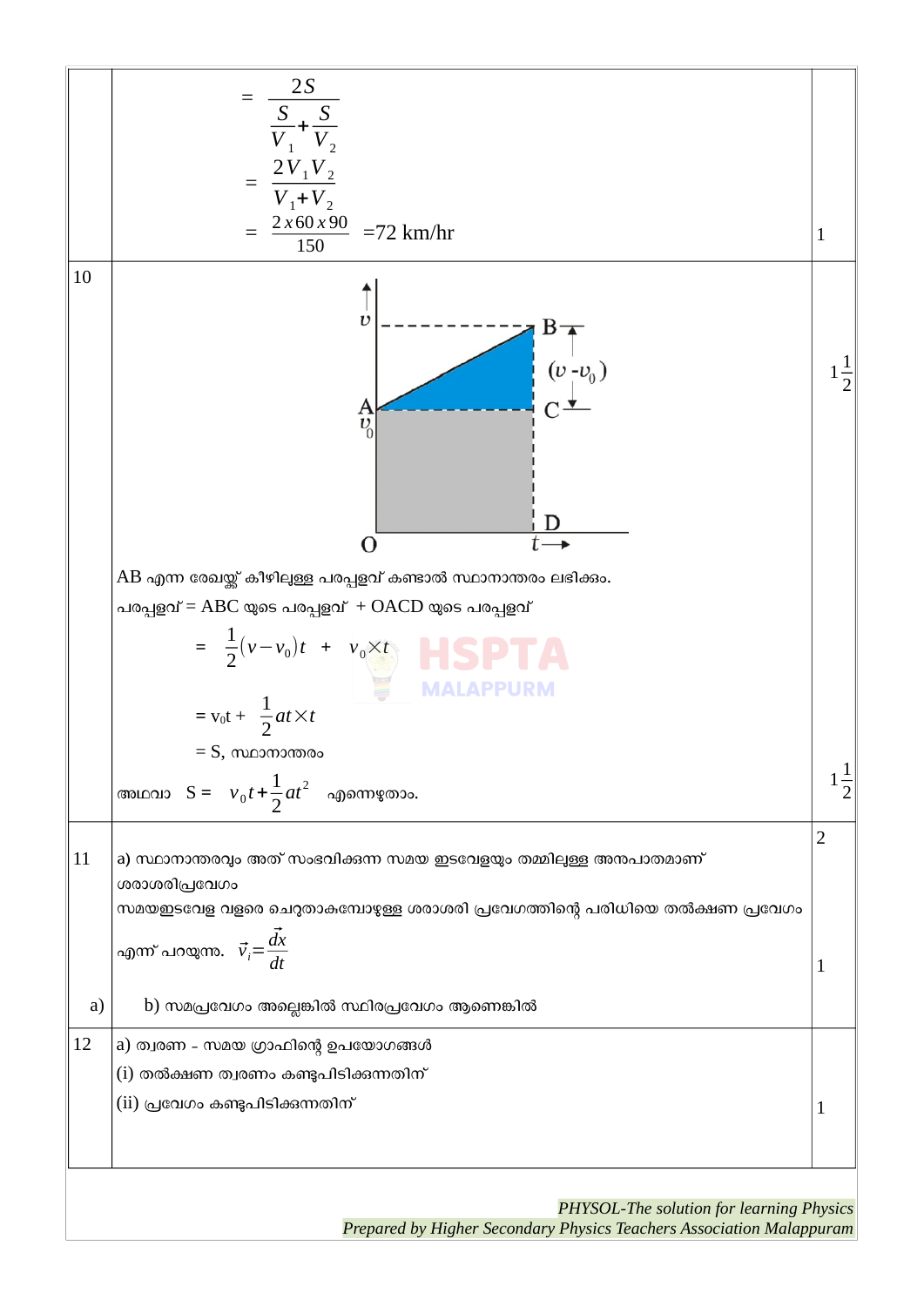| | | |
|---|---|---|
| | $= \dfrac{2S}{\dfrac{S}{V_1}+\dfrac{S}{V_2}}$ <br> $= \dfrac{2V_1V_2}{V_1+V_2}$ <br> $= \dfrac{2 \times 60 \times 90}{150}$ =72 km/hr | 1 |
| 10 | AB എന്ന രേഖയ്ക്ക് കീഴിലുള്ള പരപ്പളവ് കണ്ടാൽ സ്ഥാനാന്തരം ലഭിക്കും. <br> പരപ്പളവ് = ABC യുടെ പരപ്പളവ് + OACD യുടെ പരപ്പളവ് <br> $= \frac{1}{2}(v-v_0)t \;+\; v_0 \times t$ <br> $= v_0t + \frac{1}{2}at \times t$ <br> = S, സ്ഥാനാന്തരം <br> അഥവാ S = $v_0t+\frac{1}{2}at^2$ എന്നെഴുതാം. | $1\frac{1}{2}$ <br> $1\frac{1}{2}$ |
| 11 <br> a) | a) സ്ഥാനാന്തരവും അത് സംഭവിക്കുന്ന സമയ ഇടവേളയും തമ്മിലുള്ള അനുപാതമാണ് ശരാശരിപ്രവേഗം <br> സമയഇടവേള വളരെ ചെറുതാകുമ്പോഴുള്ള ശരാശരി പ്രവേഗത്തിന്റെ പരിധിയെ തൽക്ഷണ പ്രവേഗം എന്ന് പറയുന്നു. $\vec{v}_i=\dfrac{d\vec{x}}{dt}$ <br> b) സമപ്രവേഗം അല്ലെങ്കിൽ സ്ഥിരപ്രവേഗം ആണെങ്കിൽ | 2 <br> 1 |
| 12 | a) ത്വരണ - സമയ ഗ്രാഫിന്റെ ഉപയോഗങ്ങൾ <br> (i) തൽക്ഷണ ത്വരണം കണ്ടുപിടിക്കുന്നതിന് <br> (ii) പ്രവേഗം കണ്ടുപിടിക്കുന്നതിന് | 1 |

*PHYSOL-The solution for learning Physics*
*Prepared by Higher Secondary Physics Teachers Association Malappuram*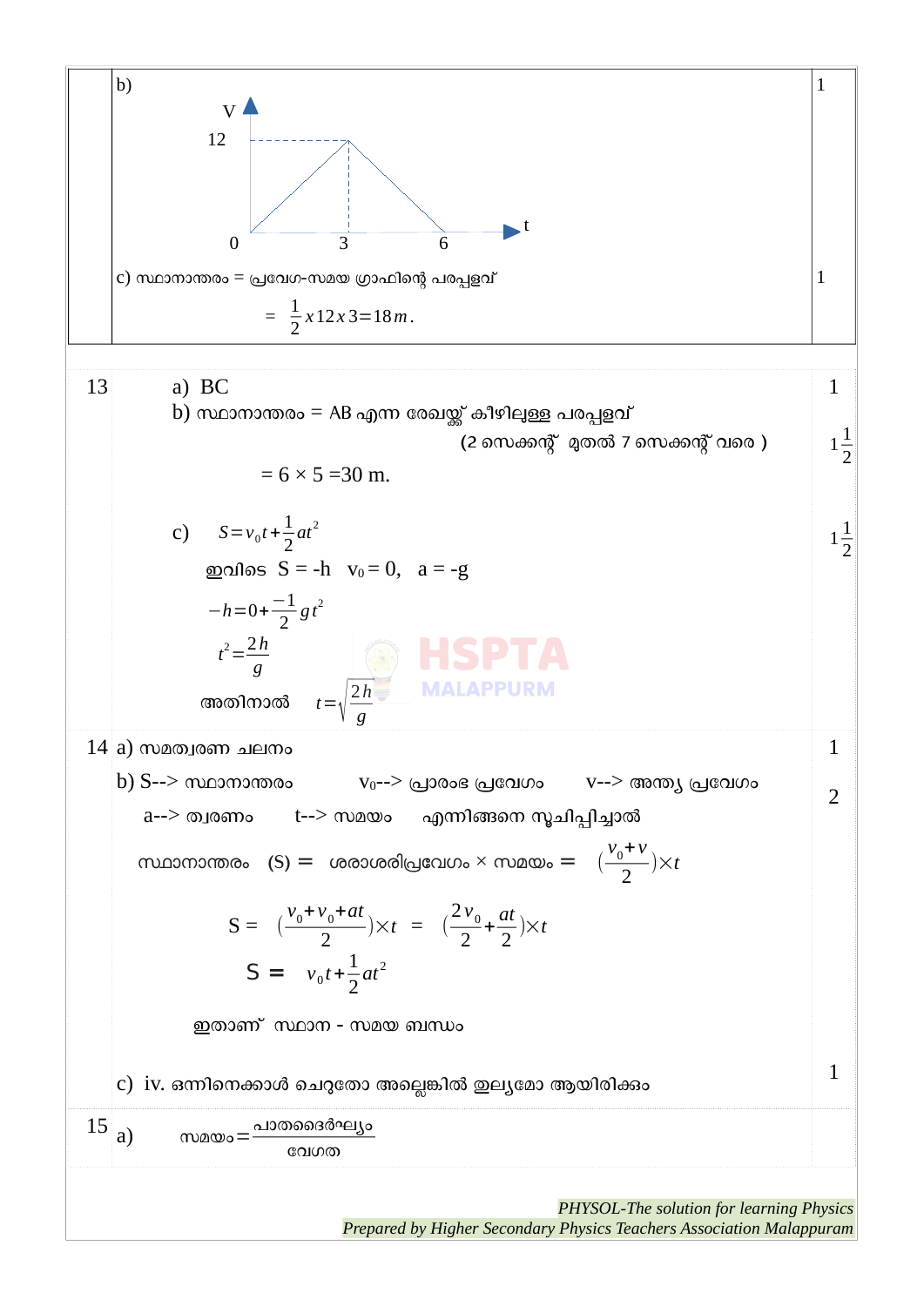| | | |
|---|---|---|
| | b) V–t graph: V rises from 0 at t = 0 to 12 at t = 3, then falls to 0 at t = 6 | 1 |
| | c) സ്ഥാനാന്തരം = പ്രവേഗ-സമയ ഗ്രാഫിന്റെ പരപ്പളവ് $= \frac{1}{2} x\, 12\, x\, 3 = 18\, m.$ | 1 |

**13**

a) BC — 1

b) സ്ഥാനാന്തരം = AB എന്ന രേഖയ്ക്ക് കീഴിലുള്ള പരപ്പളവ് (2 സെക്കന്റ് മുതൽ 7 സെക്കന്റ് വരെ ) — $1\frac{1}{2}$

= 6 × 5 =30 m.

c) $S = v_0 t + \frac{1}{2} a t^2$ — $1\frac{1}{2}$

ഇവിടെ S = -h $v_0 = 0$, a = -g

$-h = 0 + \frac{-1}{2} g t^2$

$t^2 = \frac{2h}{g}$

അതിനാൽ $t = \sqrt{\frac{2h}{g}}$

**14**

a) സമത്വരണ ചലനം — 1

b) S--> സ്ഥാനാന്തരം  $V_0$--> പ്രാരംഭ പ്രവേഗം  V--> അന്ത്യ പ്രവേഗം — 2

a--> ത്വരണം  t--> സമയം  എന്നിങ്ങനെ സൂചിപ്പിച്ചാൽ

സ്ഥാനാന്തരം (S) = ശരാശരിപ്രവേഗം × സമയം = $(\frac{v_0 + v}{2}) \times t$

S = $(\frac{v_0 + v_0 + at}{2}) \times t$ = $(\frac{2 v_0}{2} + \frac{at}{2}) \times t$

S = $v_0 t + \frac{1}{2} a t^2$

ഇതാണ് സ്ഥാന - സമയ ബന്ധം

c) iv. ഒന്നിനെക്കാൾ ചെറുതോ അല്ലെങ്കിൽ തുല്യമോ ആയിരിക്കും — 1

**15**

a) $സമയം = \frac{പാതദൈർഘ്യം}{വേഗത}$

*PHYSOL-The solution for learning Physics*
*Prepared by Higher Secondary Physics Teachers Association Malappuram*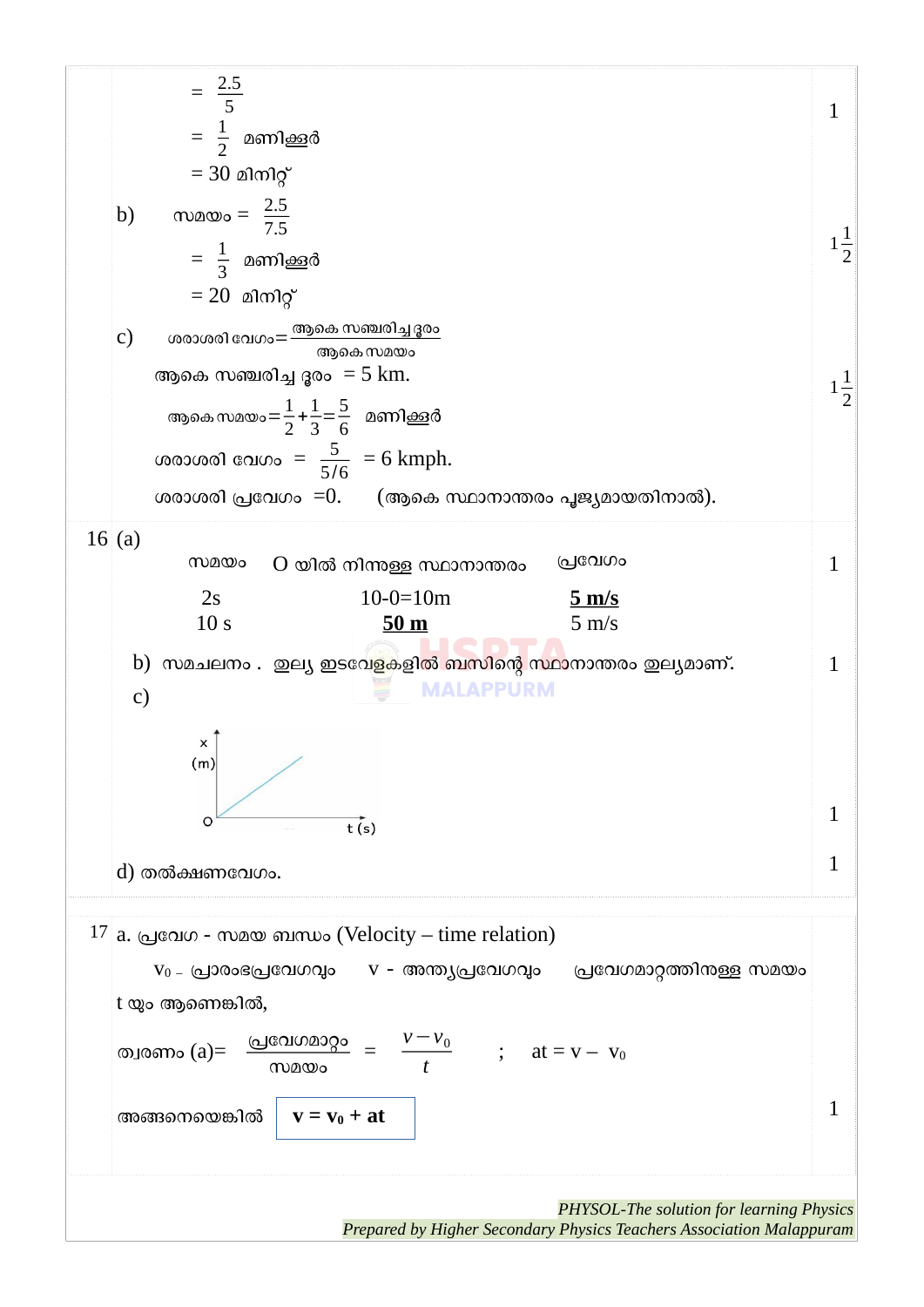$= \frac{2.5}{5}$

$= \frac{1}{2}$ മണിക്കൂർ

= 30 മിനിറ്റ് — 1

b) സമയം = $\frac{2.5}{7.5}$

$= \frac{1}{3}$ മണിക്കൂർ

= 20 മിനിറ്റ് — $1\frac{1}{2}$

c) ശരാശരി വേഗം = $\frac{\text{ആകെ സഞ്ചരിച്ച ദൂരം}}{\text{ആകെ സമയം}}$

ആകെ സഞ്ചരിച്ച ദൂരം = 5 km.

ആകെ സമയം = $\frac{1}{2} + \frac{1}{3} = \frac{5}{6}$ മണിക്കൂർ

ശരാശരി വേഗം = $\frac{5}{5/6}$ = 6 kmph. — $1\frac{1}{2}$

ശരാശരി പ്രവേഗം =0. (ആകെ സ്ഥാനാന്തരം പൂജ്യമായതിനാൽ).

**16** (a) — 1

| സമയം | O യിൽ നിന്നുള്ള സ്ഥാനാന്തരം | പ്രവേഗം |
|---|---|---|
| 2s | 10-0=10m | **5 m/s** |
| 10 s | **50 m** | 5 m/s |

b) സമചലനം . തുല്യ ഇടവേളകളിൽ ബസിന്റെ സ്ഥാനാന്തരം തുല്യമാണ്. — 1

c) — 1

x (m) vs t (s) graph: a straight line starting from O.

d) തൽക്ഷണവേഗം. — 1

**17** a. പ്രവേഗ - സമയ ബന്ധം (Velocity – time relation)

$v_0$ – പ്രാരംഭപ്രവേഗവും v - അന്ത്യപ്രവേഗവും പ്രവേഗമാറ്റത്തിനുള്ള സമയം t യും ആണെങ്കിൽ,

ത്വരണം (a)= $\frac{\text{പ്രവേഗമാറ്റം}}{\text{സമയം}} = \frac{v - v_0}{t}$ ; $at = v - v_0$

അങ്ങനെയെങ്കിൽ $\boxed{v = v_0 + at}$ — 1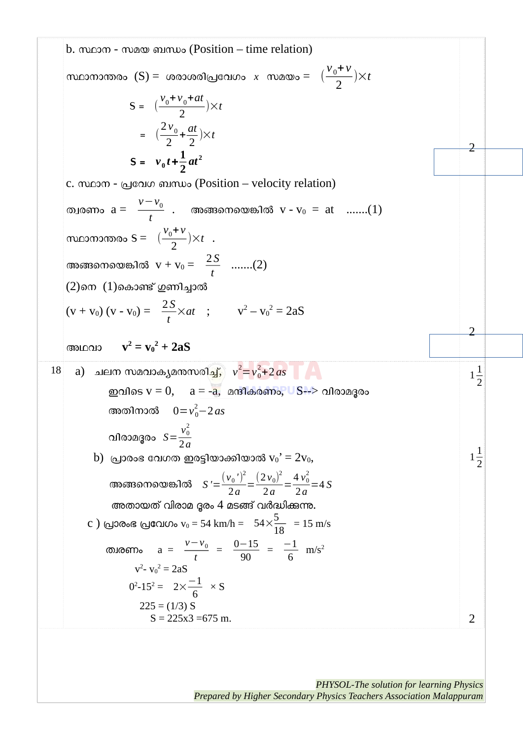b. സ്ഥാന - സമയ ബന്ധം (Position – time relation)

സ്ഥാനാന്തരം (S) = ശരാശരിപ്രവേഗം $x$ സമയം = $\left(\frac{v_0+v}{2}\right)\times t$

$$S = \left(\frac{v_0+v_0+at}{2}\right)\times t$$

$$= \left(\frac{2v_0}{2}+\frac{at}{2}\right)\times t$$

$$\mathbf{S = v_0 t+\frac{1}{2}at^2}$$

2

c. സ്ഥാന - പ്രവേഗ ബന്ധം (Position – velocity relation)

ത്വരണം a = $\frac{v-v_0}{t}$ . അങ്ങനെയെങ്കിൽ $v - v_0 = at$ .......(1)

സ്ഥാനാന്തരം S = $\left(\frac{v_0+v}{2}\right)\times t$ .

അങ്ങനെയെങ്കിൽ $v + v_0 = \frac{2S}{t}$ .......(2)

(2)നെ (1)കൊണ്ട് ഗുണിച്ചാൽ

$(v + v_0)(v - v_0) = \frac{2S}{t}\times at$ ; $v^2 – v_0^2 = 2aS$

അഥവാ $\mathbf{v^2 = v_0^2 + 2aS}$

2

18 a) ചലന സമവാക്യമനുസരിച്ച്, $v^2=v_0^2+2as$ $1\frac{1}{2}$

ഇവിടെ $v = 0$, $a = -a$, മന്ദീകരണം, S--> വിരാമദൂരം

അതിനാൽ $0=v_0^2-2as$

വിരാമദൂരം $S=\frac{v_0^2}{2a}$

b) പ്രാരംഭ വേഗത ഇരട്ടിയാക്കിയാൽ $v_0' = 2v_0$, $1\frac{1}{2}$

അങ്ങനെയെങ്കിൽ $S'=\frac{(v_0')^2}{2a}=\frac{(2v_0)^2}{2a}=\frac{4v_0^2}{2a}=4S$

അതായത് വിരാമ ദൂരം 4 മടങ്ങ് വർദ്ധിക്കുന്നു.

c ) പ്രാരംഭ പ്രവേഗം $v_0$ = 54 km/h = $54\times\frac{5}{18}$ = 15 m/s

ത്വരണം $a = \frac{v-v_0}{t} = \frac{0-15}{90} = \frac{-1}{6}$ m/s²

$v^2 - v_0^2 = 2aS$

$0^2-15^2 = 2\times\frac{-1}{6}\times S$

$225 = (1/3) S$

$S = 225\times3 = 675$ m. 2